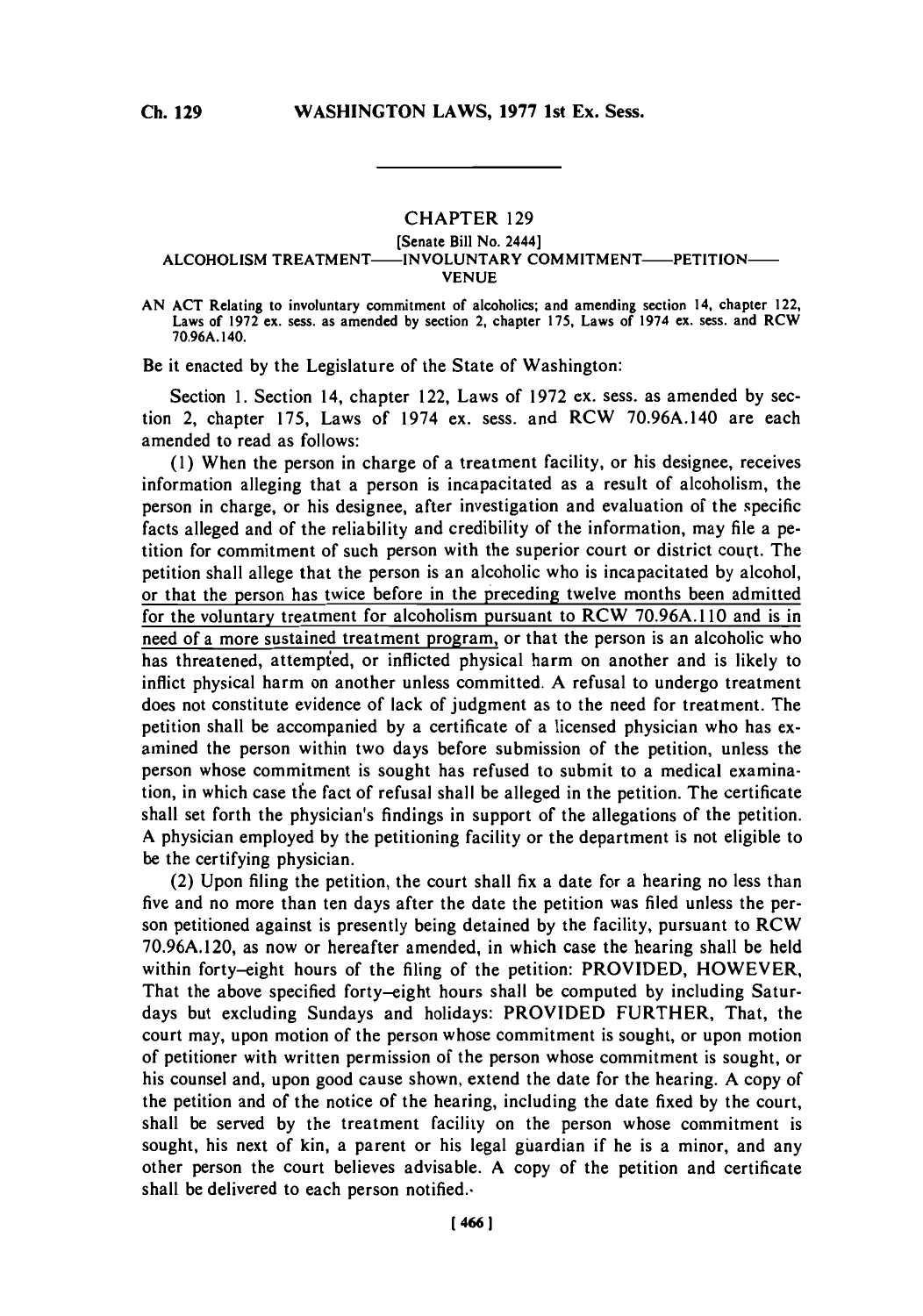# CHAPTER 129

[Senate Bill No. 2444]

## ALCOHOLISM TREATMENT——INVOLUNTARY COMMITMENT——PETITION——VENUE

AN ACT Relating to involuntary commitment of alcoholics; and amending section 14, chapter 122, Laws of 1972 ex. sess. as amended by section 2, chapter 175, Laws of 1974 ex. sess. and RCW 70.96A.140.

Be it enacted by the Legislature of the State of Washington:

Section 1. Section 14, chapter 122, Laws of 1972 ex. sess. as amended by section 2, chapter 175, Laws of 1974 ex. sess. and RCW 70.96A.140 are each amended to read as follows:

(1) When the person in charge of a treatment facility, or his designee, receives information alleging that a person is incapacitated as a result of alcoholism, the person in charge, or his designee, after investigation and evaluation of the specific facts alleged and of the reliability and credibility of the information, may file a petition for commitment of such person with the superior court or district court. The petition shall allege that the person is an alcoholic who is incapacitated by alcohol, or that the person has twice before in the preceding twelve months been admitted for the voluntary treatment for alcoholism pursuant to RCW 70.96A.110 and is in need of a more sustained treatment program, or that the person is an alcoholic who has threatened, attempted, or inflicted physical harm on another and is likely to inflict physical harm on another unless committed. A refusal to undergo treatment does not constitute evidence of lack of judgment as to the need for treatment. The petition shall be accompanied by a certificate of a licensed physician who has examined the person within two days before submission of the petition, unless the person whose commitment is sought has refused to submit to a medical examination, in which case the fact of refusal shall be alleged in the petition. The certificate shall set forth the physician's findings in support of the allegations of the petition. A physician employed by the petitioning facility or the department is not eligible to be the certifying physician.

(2) Upon filing the petition, the court shall fix a date for a hearing no less than five and no more than ten days after the date the petition was filed unless the person petitioned against is presently being detained by the facility, pursuant to RCW 70.96A.120, as now or hereafter amended, in which case the hearing shall be held within forty-eight hours of the filing of the petition: PROVIDED, HOWEVER, That the above specified forty-eight hours shall be computed by including Saturdays but excluding Sundays and holidays: PROVIDED FURTHER, That, the court may, upon motion of the person whose commitment is sought, or upon motion of petitioner with written permission of the person whose commitment is sought, or his counsel and, upon good cause shown, extend the date for the hearing. A copy of the petition and of the notice of the hearing, including the date fixed by the court, shall be served by the treatment facility on the person whose commitment is sought, his next of kin, a parent or his legal guardian if he is a minor, and any other person the court believes advisable. A copy of the petition and certificate shall be delivered to each person notified.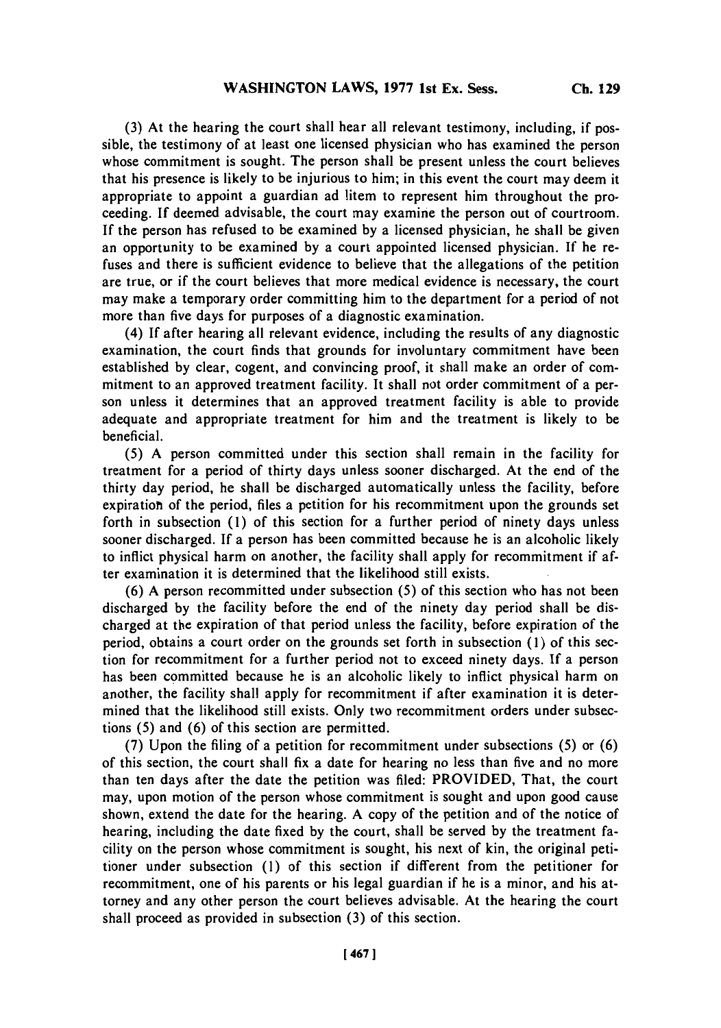(3) At the hearing the court shall hear all relevant testimony, including, if possible, the testimony of at least one licensed physician who has examined the person whose commitment is sought. The person shall be present unless the court believes that his presence is likely to be injurious to him; in this event the court may deem it appropriate to appoint a guardian ad litem to represent him throughout the proceeding. If deemed advisable, the court may examine the person out of courtroom. If the person has refused to be examined by a licensed physician, he shall be given an opportunity to be examined by a court appointed licensed physician. If he refuses and there is sufficient evidence to believe that the allegations of the petition are true, or if the court believes that more medical evidence is necessary, the court may make a temporary order committing him to the department for a period of not more than five days for purposes of a diagnostic examination.

(4) If after hearing all relevant evidence, including the results of any diagnostic examination, the court finds that grounds for involuntary commitment have been established by clear, cogent, and convincing proof, it shall make an order of commitment to an approved treatment facility. It shall not order commitment of a person unless it determines that an approved treatment facility is able to provide adequate and appropriate treatment for him and the treatment is likely to be beneficial.

(5) A person committed under this section shall remain in the facility for treatment for a period of thirty days unless sooner discharged. At the end of the thirty day period, he shall be discharged automatically unless the facility, before expiration of the period, files a petition for his recommitment upon the grounds set forth in subsection (1) of this section for a further period of ninety days unless sooner discharged. If a person has been committed because he is an alcoholic likely to inflict physical harm on another, the facility shall apply for recommitment if after examination it is determined that the likelihood still exists.

(6) A person recommitted under subsection (5) of this section who has not been discharged by the facility before the end of the ninety day period shall be discharged at the expiration of that period unless the facility, before expiration of the period, obtains a court order on the grounds set forth in subsection (1) of this section for recommitment for a further period not to exceed ninety days. If a person has been committed because he is an alcoholic likely to inflict physical harm on another, the facility shall apply for recommitment if after examination it is determined that the likelihood still exists. Only two recommitment orders under subsections (5) and (6) of this section are permitted.

(7) Upon the filing of a petition for recommitment under subsections (5) or (6) of this section, the court shall fix a date for hearing no less than five and no more than ten days after the date the petition was filed: PROVIDED, That, the court may, upon motion of the person whose commitment is sought and upon good cause shown, extend the date for the hearing. A copy of the petition and of the notice of hearing, including the date fixed by the court, shall be served by the treatment facility on the person whose commitment is sought, his next of kin, the original petitioner under subsection (1) of this section if different from the petitioner for recommitment, one of his parents or his legal guardian if he is a minor, and his attorney and any other person the court believes advisable. At the hearing the court shall proceed as provided in subsection (3) of this section.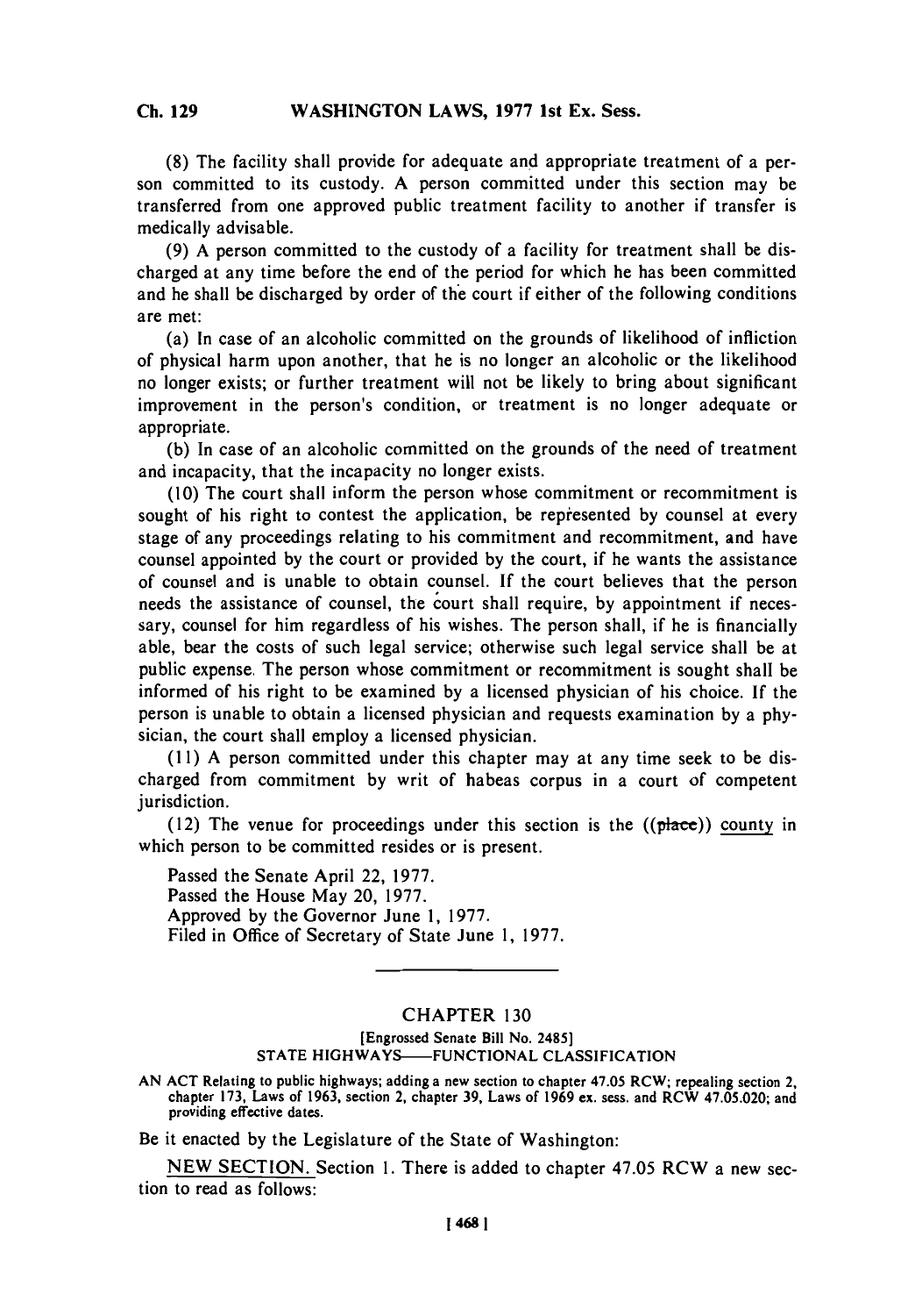(8) The facility shall provide for adequate and appropriate treatment of a person committed to its custody. A person committed under this section may be transferred from one approved public treatment facility to another if transfer is medically advisable.

(9) A person committed to the custody of a facility for treatment shall be discharged at any time before the end of the period for which he has been committed and he shall be discharged by order of the court if either of the following conditions are met:

(a) In case of an alcoholic committed on the grounds of likelihood of infliction of physical harm upon another, that he is no longer an alcoholic or the likelihood no longer exists; or further treatment will not be likely to bring about significant improvement in the person's condition, or treatment is no longer adequate or appropriate.

(b) In case of an alcoholic committed on the grounds of the need of treatment and incapacity, that the incapacity no longer exists.

(10) The court shall inform the person whose commitment or recommitment is sought of his right to contest the application, be represented by counsel at every stage of any proceedings relating to his commitment and recommitment, and have counsel appointed by the court or provided by the court, if he wants the assistance of counsel and is unable to obtain counsel. If the court believes that the person needs the assistance of counsel, the court shall require, by appointment if necessary, counsel for him regardless of his wishes. The person shall, if he is financially able, bear the costs of such legal service; otherwise such legal service shall be at public expense. The person whose commitment or recommitment is sought shall be informed of his right to be examined by a licensed physician of his choice. If the person is unable to obtain a licensed physician and requests examination by a physician, the court shall employ a licensed physician.

(11) A person committed under this chapter may at any time seek to be discharged from commitment by writ of habeas corpus in a court of competent jurisdiction.

(12) The venue for proceedings under this section is the ((~~place~~)) <u>county</u> in which person to be committed resides or is present.

Passed the Senate April 22, 1977.
Passed the House May 20, 1977.
Approved by the Governor June 1, 1977.
Filed in Office of Secretary of State June 1, 1977.

---

## CHAPTER 130

[Engrossed Senate Bill No. 2485]

STATE HIGHWAYS——FUNCTIONAL CLASSIFICATION

AN ACT Relating to public highways; adding a new section to chapter 47.05 RCW; repealing section 2, chapter 173, Laws of 1963, section 2, chapter 39, Laws of 1969 ex. sess. and RCW 47.05.020; and providing effective dates.

Be it enacted by the Legislature of the State of Washington:

<u>NEW SECTION.</u> Section 1. There is added to chapter 47.05 RCW a new section to read as follows: